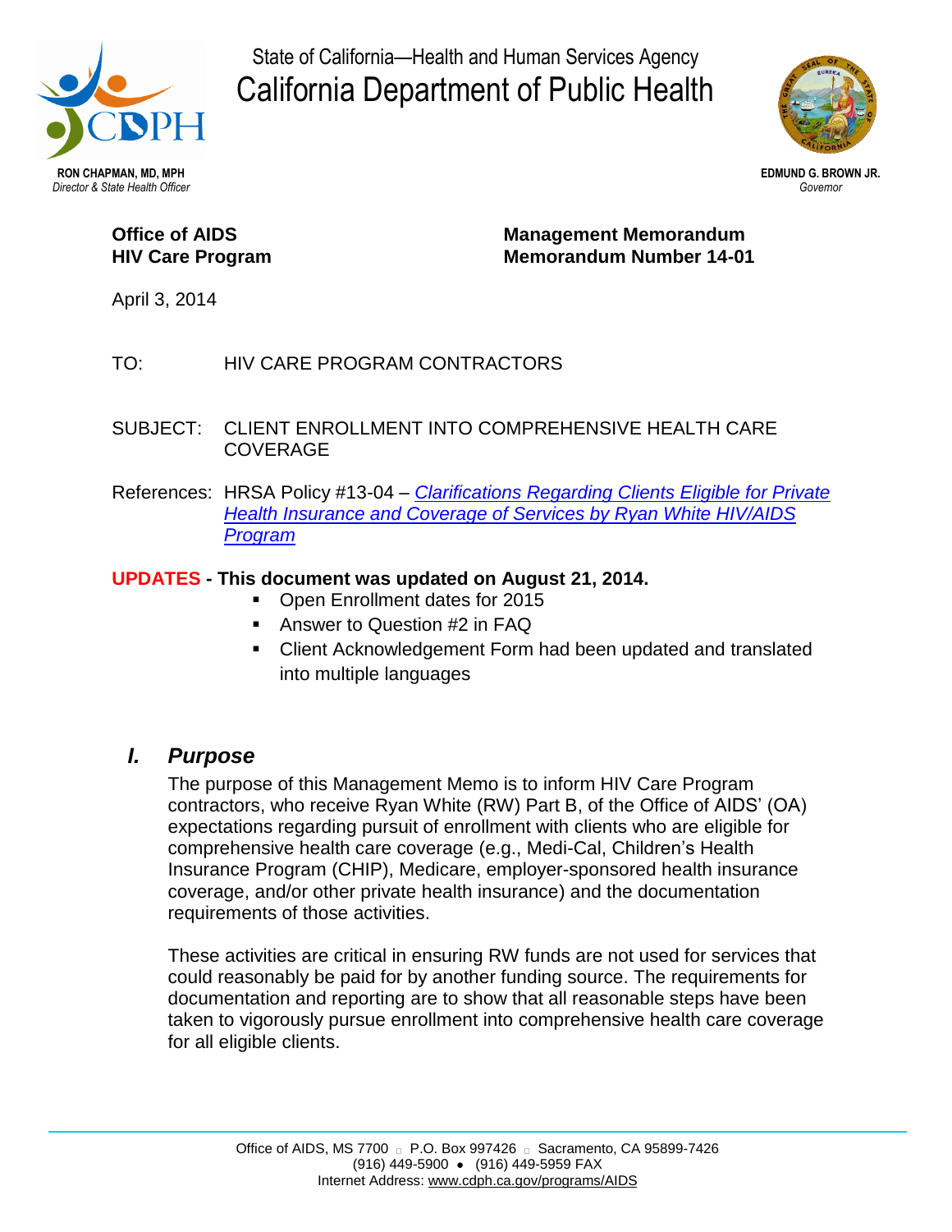State of California—Health and Human Services Agency

# California Department of Public Health

**RON CHAPMAN, MD, MPH**
*Director & State Health Officer*

**EDMUND G. BROWN JR.**
*Governor*

**Office of AIDS**
**HIV Care Program**

**Management Memorandum**
**Memorandum Number 14-01**

April 3, 2014

TO: HIV CARE PROGRAM CONTRACTORS

SUBJECT: CLIENT ENROLLMENT INTO COMPREHENSIVE HEALTH CARE COVERAGE

References: HRSA Policy #13-04 – *Clarifications Regarding Clients Eligible for Private Health Insurance and Coverage of Services by Ryan White HIV/AIDS Program*

**UPDATES - This document was updated on August 21, 2014.**

- Open Enrollment dates for 2015
- Answer to Question #2 in FAQ
- Client Acknowledgement Form had been updated and translated into multiple languages

## *I. Purpose*

The purpose of this Management Memo is to inform HIV Care Program contractors, who receive Ryan White (RW) Part B, of the Office of AIDS' (OA) expectations regarding pursuit of enrollment with clients who are eligible for comprehensive health care coverage (e.g., Medi-Cal, Children's Health Insurance Program (CHIP), Medicare, employer-sponsored health insurance coverage, and/or other private health insurance) and the documentation requirements of those activities.

These activities are critical in ensuring RW funds are not used for services that could reasonably be paid for by another funding source. The requirements for documentation and reporting are to show that all reasonable steps have been taken to vigorously pursue enrollment into comprehensive health care coverage for all eligible clients.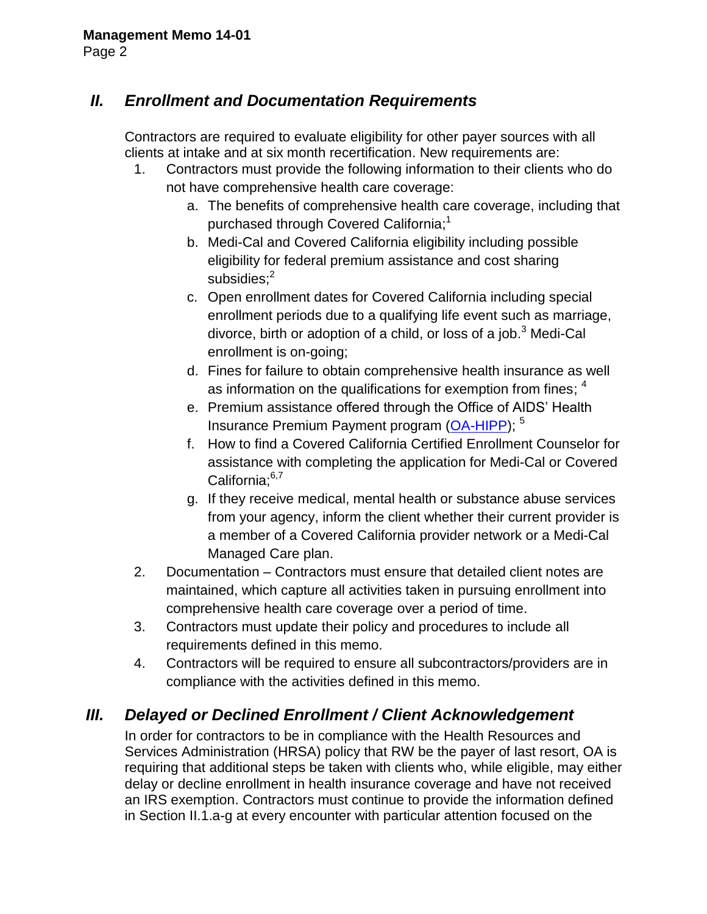## *II. Enrollment and Documentation Requirements*

Contractors are required to evaluate eligibility for other payer sources with all clients at intake and at six month recertification. New requirements are:

1. Contractors must provide the following information to their clients who do not have comprehensive health care coverage:
   a. The benefits of comprehensive health care coverage, including that purchased through Covered California;[1]
   b. Medi-Cal and Covered California eligibility including possible eligibility for federal premium assistance and cost sharing subsidies;[2]
   c. Open enrollment dates for Covered California including special enrollment periods due to a qualifying life event such as marriage, divorce, birth or adoption of a child, or loss of a job.[3] Medi-Cal enrollment is on-going;
   d. Fines for failure to obtain comprehensive health insurance as well as information on the qualifications for exemption from fines; [4]
   e. Premium assistance offered through the Office of AIDS' Health Insurance Premium Payment program (OA-HIPP); [5]
   f. How to find a Covered California Certified Enrollment Counselor for assistance with completing the application for Medi-Cal or Covered California;[6,7]
   g. If they receive medical, mental health or substance abuse services from your agency, inform the client whether their current provider is a member of a Covered California provider network or a Medi-Cal Managed Care plan.
2. Documentation – Contractors must ensure that detailed client notes are maintained, which capture all activities taken in pursuing enrollment into comprehensive health care coverage over a period of time.
3. Contractors must update their policy and procedures to include all requirements defined in this memo.
4. Contractors will be required to ensure all subcontractors/providers are in compliance with the activities defined in this memo.

## *III. Delayed or Declined Enrollment / Client Acknowledgement*

In order for contractors to be in compliance with the Health Resources and Services Administration (HRSA) policy that RW be the payer of last resort, OA is requiring that additional steps be taken with clients who, while eligible, may either delay or decline enrollment in health insurance coverage and have not received an IRS exemption. Contractors must continue to provide the information defined in Section II.1.a-g at every encounter with particular attention focused on the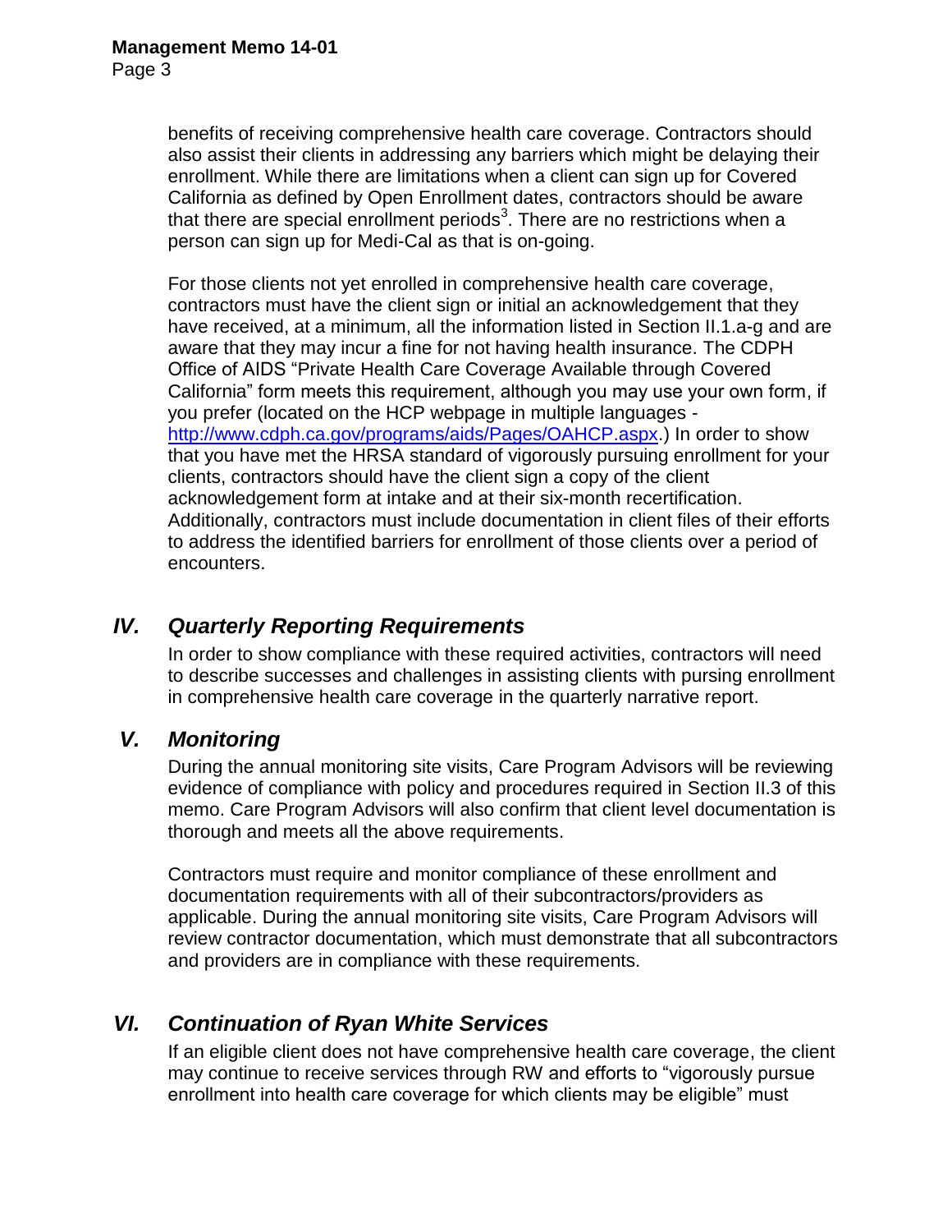benefits of receiving comprehensive health care coverage. Contractors should also assist their clients in addressing any barriers which might be delaying their enrollment. While there are limitations when a client can sign up for Covered California as defined by Open Enrollment dates, contractors should be aware that there are special enrollment periods[3]. There are no restrictions when a person can sign up for Medi-Cal as that is on-going.

For those clients not yet enrolled in comprehensive health care coverage, contractors must have the client sign or initial an acknowledgement that they have received, at a minimum, all the information listed in Section II.1.a-g and are aware that they may incur a fine for not having health insurance. The CDPH Office of AIDS "Private Health Care Coverage Available through Covered California" form meets this requirement, although you may use your own form, if you prefer (located on the HCP webpage in multiple languages - http://www.cdph.ca.gov/programs/aids/Pages/OAHCP.aspx.) In order to show that you have met the HRSA standard of vigorously pursuing enrollment for your clients, contractors should have the client sign a copy of the client acknowledgement form at intake and at their six-month recertification. Additionally, contractors must include documentation in client files of their efforts to address the identified barriers for enrollment of those clients over a period of encounters.

## *IV. Quarterly Reporting Requirements*

In order to show compliance with these required activities, contractors will need to describe successes and challenges in assisting clients with pursing enrollment in comprehensive health care coverage in the quarterly narrative report.

## *V. Monitoring*

During the annual monitoring site visits, Care Program Advisors will be reviewing evidence of compliance with policy and procedures required in Section II.3 of this memo. Care Program Advisors will also confirm that client level documentation is thorough and meets all the above requirements.

Contractors must require and monitor compliance of these enrollment and documentation requirements with all of their subcontractors/providers as applicable. During the annual monitoring site visits, Care Program Advisors will review contractor documentation, which must demonstrate that all subcontractors and providers are in compliance with these requirements.

## *VI. Continuation of Ryan White Services*

If an eligible client does not have comprehensive health care coverage, the client may continue to receive services through RW and efforts to "vigorously pursue enrollment into health care coverage for which clients may be eligible" must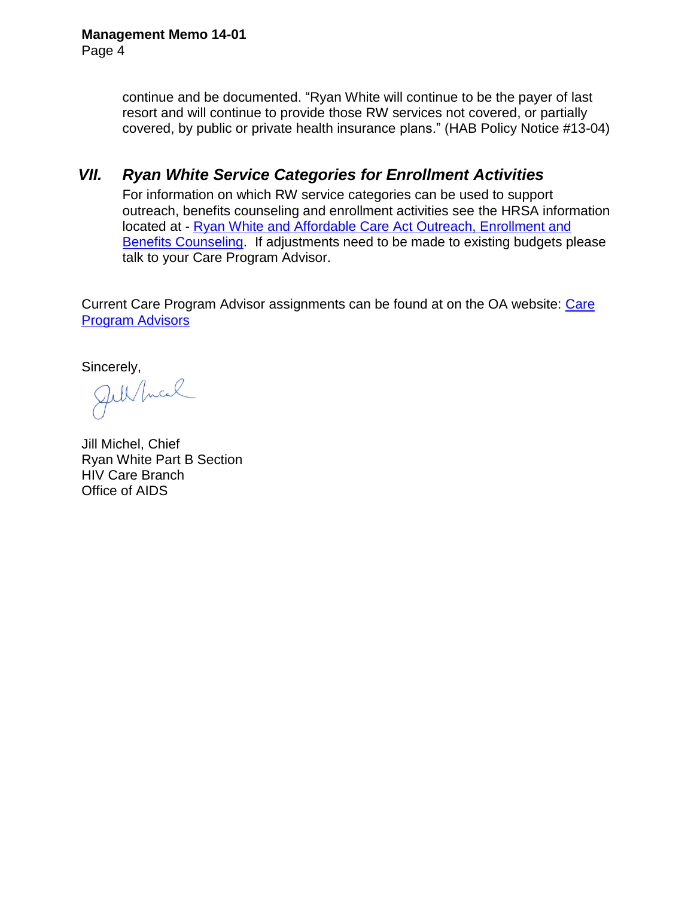continue and be documented. "Ryan White will continue to be the payer of last resort and will continue to provide those RW services not covered, or partially covered, by public or private health insurance plans." (HAB Policy Notice #13-04)

## *VII. Ryan White Service Categories for Enrollment Activities*

For information on which RW service categories can be used to support outreach, benefits counseling and enrollment activities see the HRSA information located at - Ryan White and Affordable Care Act Outreach, Enrollment and Benefits Counseling. If adjustments need to be made to existing budgets please talk to your Care Program Advisor.

Current Care Program Advisor assignments can be found at on the OA website: Care Program Advisors

Sincerely,

Jill Michel, Chief
Ryan White Part B Section
HIV Care Branch
Office of AIDS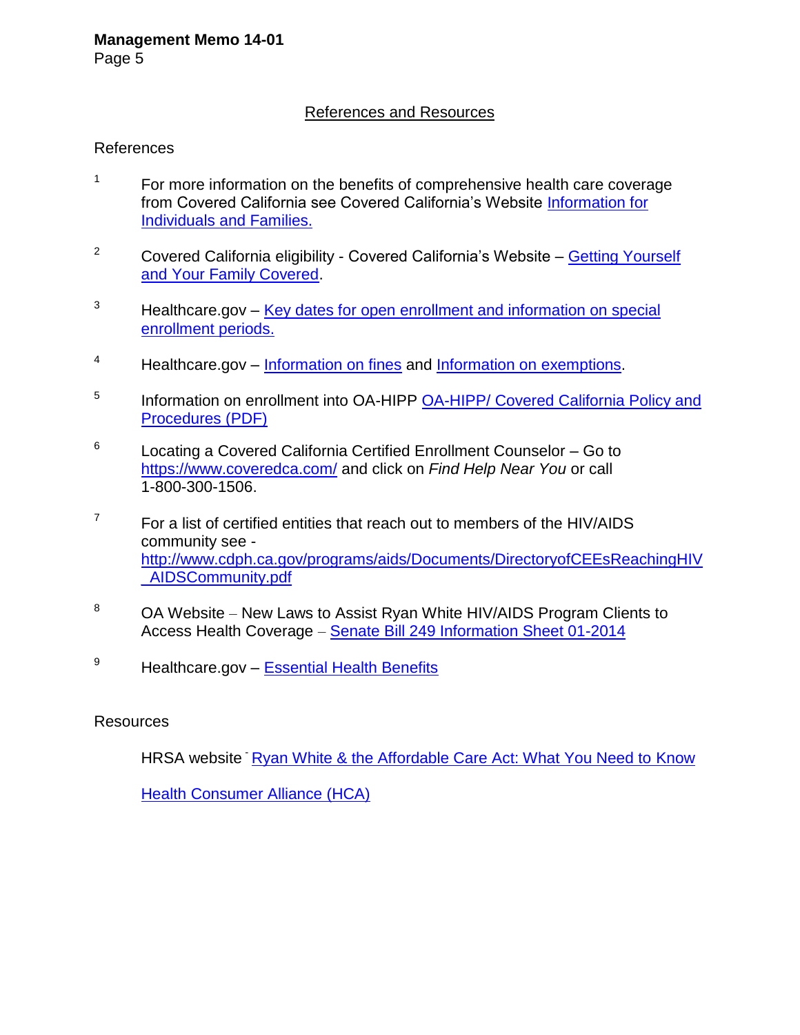## References and Resources

### References

1. For more information on the benefits of comprehensive health care coverage from Covered California see Covered California's Website Information for Individuals and Families.

2. Covered California eligibility - Covered California's Website – Getting Yourself and Your Family Covered.

3. Healthcare.gov – Key dates for open enrollment and information on special enrollment periods.

4. Healthcare.gov – Information on fines and Information on exemptions.

5. Information on enrollment into OA-HIPP OA-HIPP/ Covered California Policy and Procedures (PDF)

6. Locating a Covered California Certified Enrollment Counselor – Go to https://www.coveredca.com/ and click on *Find Help Near You* or call 1-800-300-1506.

7. For a list of certified entities that reach out to members of the HIV/AIDS community see - http://www.cdph.ca.gov/programs/aids/Documents/DirectoryofCEEsReachingHIV_AIDSCommunity.pdf

8. OA Website – New Laws to Assist Ryan White HIV/AIDS Program Clients to Access Health Coverage – Senate Bill 249 Information Sheet 01-2014

9. Healthcare.gov – Essential Health Benefits

### Resources

HRSA website - Ryan White & the Affordable Care Act: What You Need to Know

Health Consumer Alliance (HCA)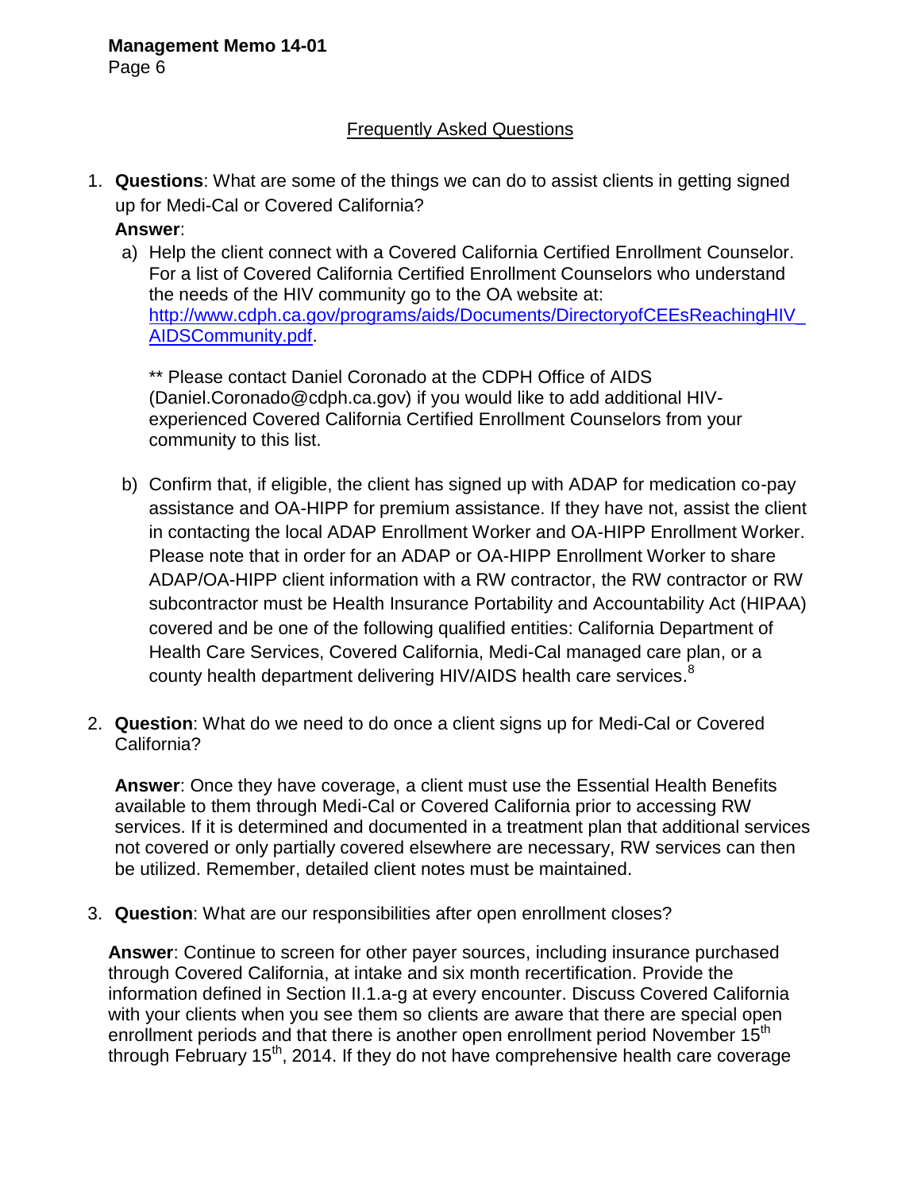## Frequently Asked Questions

1. **Questions**: What are some of the things we can do to assist clients in getting signed up for Medi-Cal or Covered California?

   **Answer**:

   a) Help the client connect with a Covered California Certified Enrollment Counselor. For a list of Covered California Certified Enrollment Counselors who understand the needs of the HIV community go to the OA website at: [http://www.cdph.ca.gov/programs/aids/Documents/DirectoryofCEEsReachingHIV_AIDSCommunity.pdf](http://www.cdph.ca.gov/programs/aids/Documents/DirectoryofCEEsReachingHIV_AIDSCommunity.pdf).

      ** Please contact Daniel Coronado at the CDPH Office of AIDS (Daniel.Coronado@cdph.ca.gov) if you would like to add additional HIV-experienced Covered California Certified Enrollment Counselors from your community to this list.

   b) Confirm that, if eligible, the client has signed up with ADAP for medication co-pay assistance and OA-HIPP for premium assistance. If they have not, assist the client in contacting the local ADAP Enrollment Worker and OA-HIPP Enrollment Worker. Please note that in order for an ADAP or OA-HIPP Enrollment Worker to share ADAP/OA-HIPP client information with a RW contractor, the RW contractor or RW subcontractor must be Health Insurance Portability and Accountability Act (HIPAA) covered and be one of the following qualified entities: California Department of Health Care Services, Covered California, Medi-Cal managed care plan, or a county health department delivering HIV/AIDS health care services.[8]

2. **Question**: What do we need to do once a client signs up for Medi-Cal or Covered California?

   **Answer**: Once they have coverage, a client must use the Essential Health Benefits available to them through Medi-Cal or Covered California prior to accessing RW services. If it is determined and documented in a treatment plan that additional services not covered or only partially covered elsewhere are necessary, RW services can then be utilized. Remember, detailed client notes must be maintained.

3. **Question**: What are our responsibilities after open enrollment closes?

   **Answer**: Continue to screen for other payer sources, including insurance purchased through Covered California, at intake and six month recertification. Provide the information defined in Section II.1.a-g at every encounter. Discuss Covered California with your clients when you see them so clients are aware that there are special open enrollment periods and that there is another open enrollment period November 15th through February 15th, 2014. If they do not have comprehensive health care coverage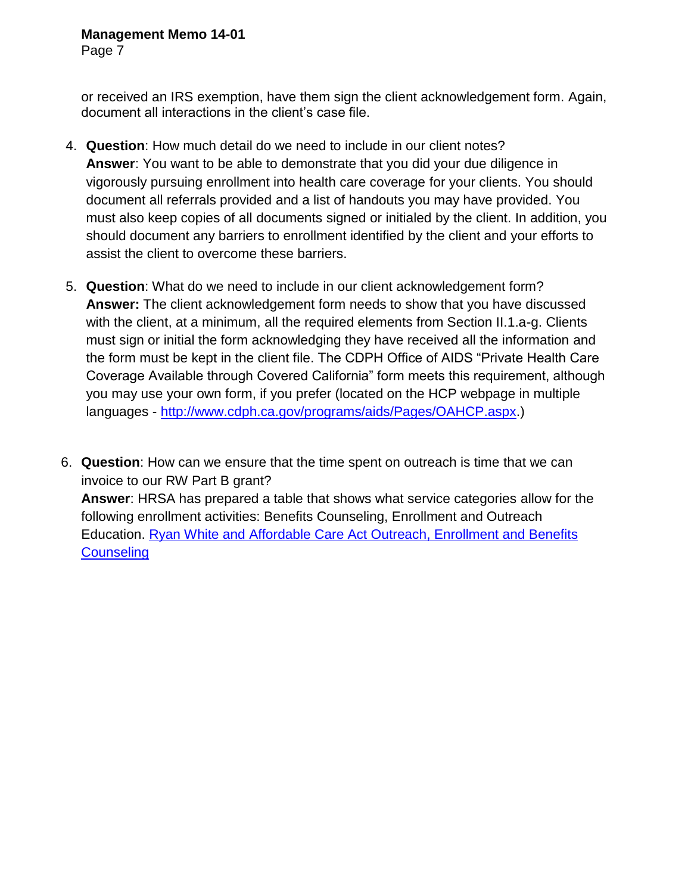or received an IRS exemption, have them sign the client acknowledgement form. Again, document all interactions in the client's case file.

4. **Question**: How much detail do we need to include in our client notes?
   **Answer**: You want to be able to demonstrate that you did your due diligence in vigorously pursuing enrollment into health care coverage for your clients. You should document all referrals provided and a list of handouts you may have provided. You must also keep copies of all documents signed or initialed by the client. In addition, you should document any barriers to enrollment identified by the client and your efforts to assist the client to overcome these barriers.

5. **Question**: What do we need to include in our client acknowledgement form?
   **Answer:** The client acknowledgement form needs to show that you have discussed with the client, at a minimum, all the required elements from Section II.1.a-g. Clients must sign or initial the form acknowledging they have received all the information and the form must be kept in the client file. The CDPH Office of AIDS "Private Health Care Coverage Available through Covered California" form meets this requirement, although you may use your own form, if you prefer (located on the HCP webpage in multiple languages - [http://www.cdph.ca.gov/programs/aids/Pages/OAHCP.aspx](http://www.cdph.ca.gov/programs/aids/Pages/OAHCP.aspx).)

6. **Question**: How can we ensure that the time spent on outreach is time that we can invoice to our RW Part B grant?
   **Answer**: HRSA has prepared a table that shows what service categories allow for the following enrollment activities: Benefits Counseling, Enrollment and Outreach Education. Ryan White and Affordable Care Act Outreach, Enrollment and Benefits Counseling